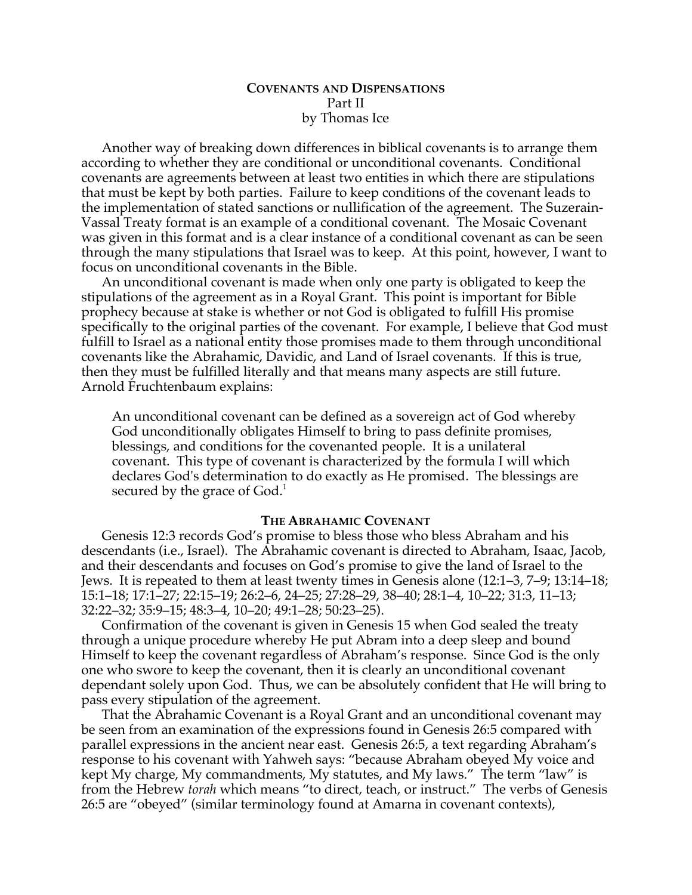**COVENANTS AND DISPENSATIONS**
Part II
by Thomas Ice

Another way of breaking down differences in biblical covenants is to arrange them according to whether they are conditional or unconditional covenants. Conditional covenants are agreements between at least two entities in which there are stipulations that must be kept by both parties. Failure to keep conditions of the covenant leads to the implementation of stated sanctions or nullification of the agreement. The Suzerain-Vassal Treaty format is an example of a conditional covenant. The Mosaic Covenant was given in this format and is a clear instance of a conditional covenant as can be seen through the many stipulations that Israel was to keep. At this point, however, I want to focus on unconditional covenants in the Bible.

An unconditional covenant is made when only one party is obligated to keep the stipulations of the agreement as in a Royal Grant. This point is important for Bible prophecy because at stake is whether or not God is obligated to fulfill His promise specifically to the original parties of the covenant. For example, I believe that God must fulfill to Israel as a national entity those promises made to them through unconditional covenants like the Abrahamic, Davidic, and Land of Israel covenants. If this is true, then they must be fulfilled literally and that means many aspects are still future. Arnold Fruchtenbaum explains:

> An unconditional covenant can be defined as a sovereign act of God whereby God unconditionally obligates Himself to bring to pass definite promises, blessings, and conditions for the covenanted people. It is a unilateral covenant. This type of covenant is characterized by the formula I will which declares God's determination to do exactly as He promised. The blessings are secured by the grace of God.[1]

**THE ABRAHAMIC COVENANT**

Genesis 12:3 records God's promise to bless those who bless Abraham and his descendants (i.e., Israel). The Abrahamic covenant is directed to Abraham, Isaac, Jacob, and their descendants and focuses on God's promise to give the land of Israel to the Jews. It is repeated to them at least twenty times in Genesis alone (12:1–3, 7–9; 13:14–18; 15:1–18; 17:1–27; 22:15–19; 26:2–6, 24–25; 27:28–29, 38–40; 28:1–4, 10–22; 31:3, 11–13; 32:22–32; 35:9–15; 48:3–4, 10–20; 49:1–28; 50:23–25).

Confirmation of the covenant is given in Genesis 15 when God sealed the treaty through a unique procedure whereby He put Abram into a deep sleep and bound Himself to keep the covenant regardless of Abraham's response. Since God is the only one who swore to keep the covenant, then it is clearly an unconditional covenant dependant solely upon God. Thus, we can be absolutely confident that He will bring to pass every stipulation of the agreement.

That the Abrahamic Covenant is a Royal Grant and an unconditional covenant may be seen from an examination of the expressions found in Genesis 26:5 compared with parallel expressions in the ancient near east. Genesis 26:5, a text regarding Abraham's response to his covenant with Yahweh says: "because Abraham obeyed My voice and kept My charge, My commandments, My statutes, and My laws." The term "law" is from the Hebrew *torah* which means "to direct, teach, or instruct." The verbs of Genesis 26:5 are "obeyed" (similar terminology found at Amarna in covenant contexts),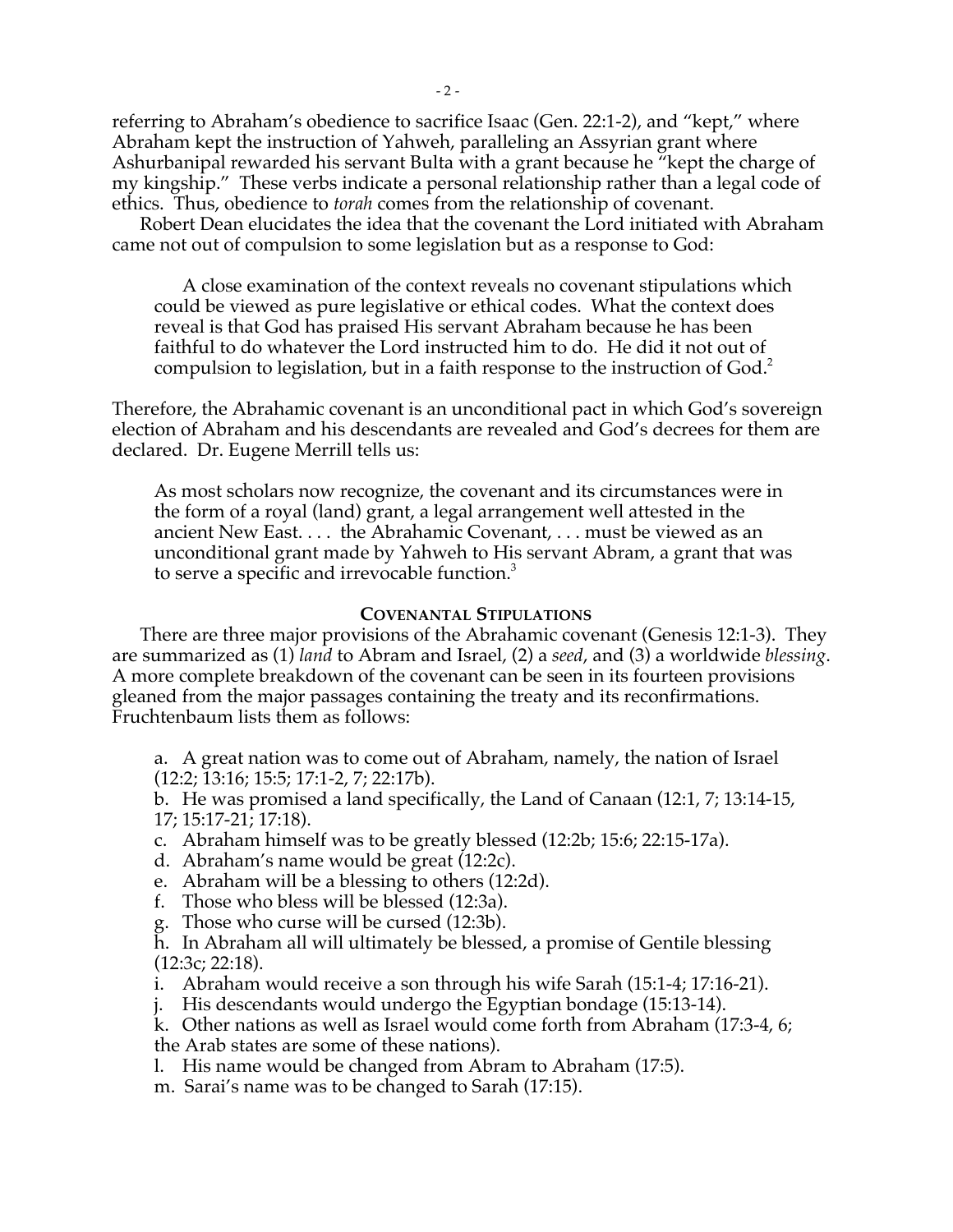referring to Abraham's obedience to sacrifice Isaac (Gen. 22:1-2), and "kept," where Abraham kept the instruction of Yahweh, paralleling an Assyrian grant where Ashurbanipal rewarded his servant Bulta with a grant because he "kept the charge of my kingship." These verbs indicate a personal relationship rather than a legal code of ethics. Thus, obedience to *torah* comes from the relationship of covenant.

Robert Dean elucidates the idea that the covenant the Lord initiated with Abraham came not out of compulsion to some legislation but as a response to God:

> A close examination of the context reveals no covenant stipulations which could be viewed as pure legislative or ethical codes. What the context does reveal is that God has praised His servant Abraham because he has been faithful to do whatever the Lord instructed him to do. He did it not out of compulsion to legislation, but in a faith response to the instruction of God.[2]

Therefore, the Abrahamic covenant is an unconditional pact in which God's sovereign election of Abraham and his descendants are revealed and God's decrees for them are declared. Dr. Eugene Merrill tells us:

> As most scholars now recognize, the covenant and its circumstances were in the form of a royal (land) grant, a legal arrangement well attested in the ancient New East. . . . the Abrahamic Covenant, . . . must be viewed as an unconditional grant made by Yahweh to His servant Abram, a grant that was to serve a specific and irrevocable function.[3]

### COVENANTAL STIPULATIONS

There are three major provisions of the Abrahamic covenant (Genesis 12:1-3). They are summarized as (1) *land* to Abram and Israel, (2) a *seed*, and (3) a worldwide *blessing*. A more complete breakdown of the covenant can be seen in its fourteen provisions gleaned from the major passages containing the treaty and its reconfirmations. Fruchtenbaum lists them as follows:

a. A great nation was to come out of Abraham, namely, the nation of Israel (12:2; 13:16; 15:5; 17:1-2, 7; 22:17b).
b. He was promised a land specifically, the Land of Canaan (12:1, 7; 13:14-15, 17; 15:17-21; 17:18).
c. Abraham himself was to be greatly blessed (12:2b; 15:6; 22:15-17a).
d. Abraham's name would be great (12:2c).
e. Abraham will be a blessing to others (12:2d).
f. Those who bless will be blessed (12:3a).
g. Those who curse will be cursed (12:3b).
h. In Abraham all will ultimately be blessed, a promise of Gentile blessing (12:3c; 22:18).
i. Abraham would receive a son through his wife Sarah (15:1-4; 17:16-21).
j. His descendants would undergo the Egyptian bondage (15:13-14).
k. Other nations as well as Israel would come forth from Abraham (17:3-4, 6; the Arab states are some of these nations).
l. His name would be changed from Abram to Abraham (17:5).
m. Sarai's name was to be changed to Sarah (17:15).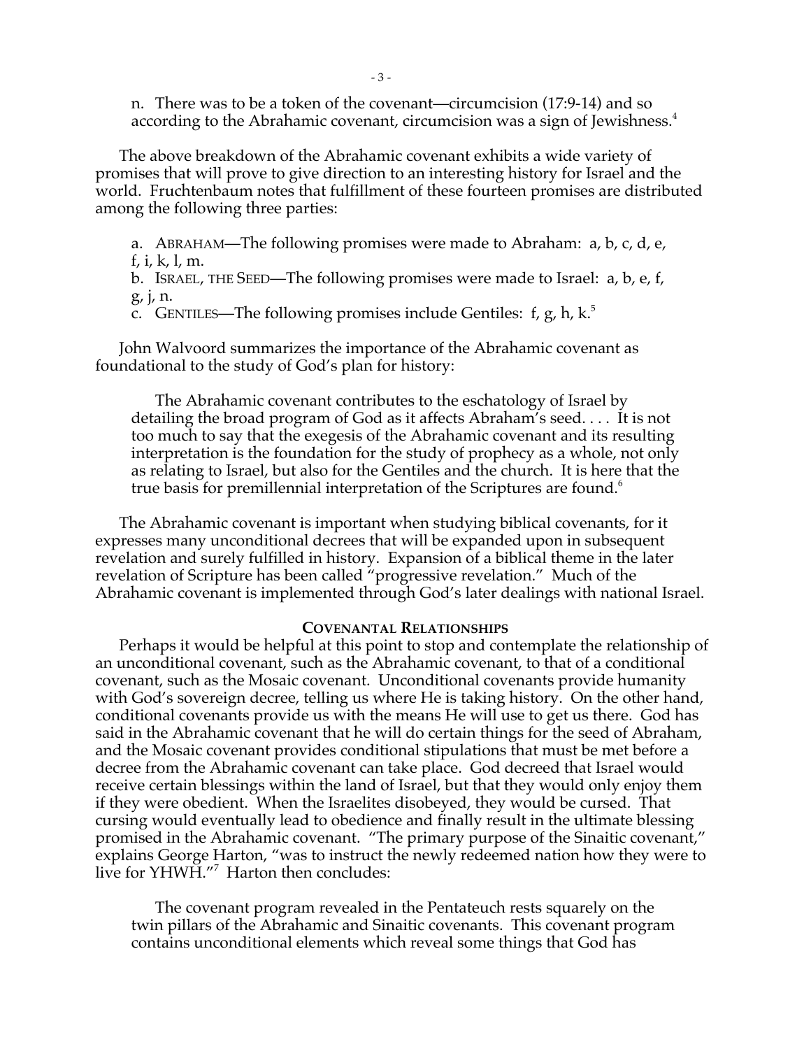n. There was to be a token of the covenant—circumcision (17:9-14) and so according to the Abrahamic covenant, circumcision was a sign of Jewishness.[4]

The above breakdown of the Abrahamic covenant exhibits a wide variety of promises that will prove to give direction to an interesting history for Israel and the world. Fruchtenbaum notes that fulfillment of these fourteen promises are distributed among the following three parties:

a. ABRAHAM—The following promises were made to Abraham: a, b, c, d, e, f, i, k, l, m.
b. ISRAEL, THE SEED—The following promises were made to Israel: a, b, e, f, g, j, n.
c. GENTILES—The following promises include Gentiles: f, g, h, k.[5]

John Walvoord summarizes the importance of the Abrahamic covenant as foundational to the study of God's plan for history:

> The Abrahamic covenant contributes to the eschatology of Israel by detailing the broad program of God as it affects Abraham's seed. . . . It is not too much to say that the exegesis of the Abrahamic covenant and its resulting interpretation is the foundation for the study of prophecy as a whole, not only as relating to Israel, but also for the Gentiles and the church. It is here that the true basis for premillennial interpretation of the Scriptures are found.[6]

The Abrahamic covenant is important when studying biblical covenants, for it expresses many unconditional decrees that will be expanded upon in subsequent revelation and surely fulfilled in history. Expansion of a biblical theme in the later revelation of Scripture has been called "progressive revelation." Much of the Abrahamic covenant is implemented through God's later dealings with national Israel.

## COVENANTAL RELATIONSHIPS

Perhaps it would be helpful at this point to stop and contemplate the relationship of an unconditional covenant, such as the Abrahamic covenant, to that of a conditional covenant, such as the Mosaic covenant. Unconditional covenants provide humanity with God's sovereign decree, telling us where He is taking history. On the other hand, conditional covenants provide us with the means He will use to get us there. God has said in the Abrahamic covenant that he will do certain things for the seed of Abraham, and the Mosaic covenant provides conditional stipulations that must be met before a decree from the Abrahamic covenant can take place. God decreed that Israel would receive certain blessings within the land of Israel, but that they would only enjoy them if they were obedient. When the Israelites disobeyed, they would be cursed. That cursing would eventually lead to obedience and finally result in the ultimate blessing promised in the Abrahamic covenant. "The primary purpose of the Sinaitic covenant," explains George Harton, "was to instruct the newly redeemed nation how they were to live for YHWH."[7] Harton then concludes:

> The covenant program revealed in the Pentateuch rests squarely on the twin pillars of the Abrahamic and Sinaitic covenants. This covenant program contains unconditional elements which reveal some things that God has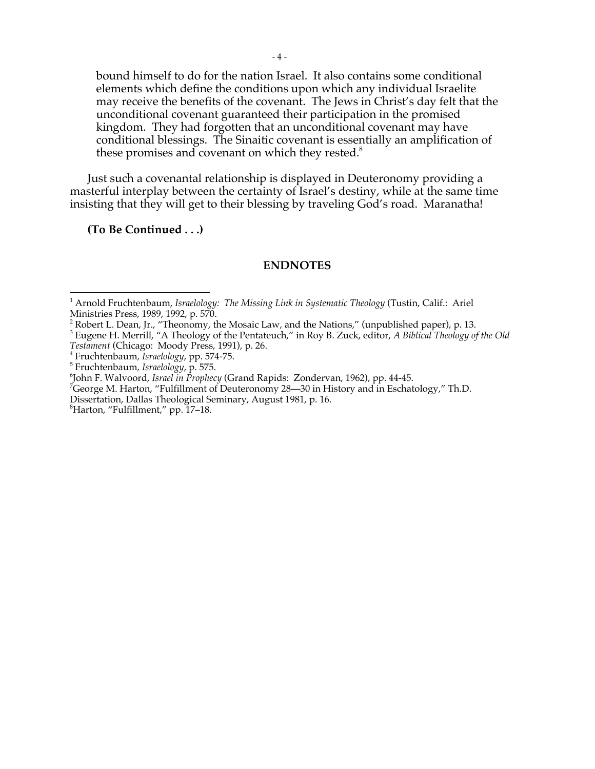> bound himself to do for the nation Israel. It also contains some conditional elements which define the conditions upon which any individual Israelite may receive the benefits of the covenant. The Jews in Christ's day felt that the unconditional covenant guaranteed their participation in the promised kingdom. They had forgotten that an unconditional covenant may have conditional blessings. The Sinaitic covenant is essentially an amplification of these promises and covenant on which they rested.[8]

Just such a covenantal relationship is displayed in Deuteronomy providing a masterful interplay between the certainty of Israel's destiny, while at the same time insisting that they will get to their blessing by traveling God's road. Maranatha!

**(To Be Continued . . .)**

## ENDNOTES

[1] Arnold Fruchtenbaum, *Israelology: The Missing Link in Systematic Theology* (Tustin, Calif.: Ariel Ministries Press, 1989, 1992, p. 570.

[2] Robert L. Dean, Jr., "Theonomy, the Mosaic Law, and the Nations," (unpublished paper), p. 13.

[3] Eugene H. Merrill, "A Theology of the Pentateuch," in Roy B. Zuck, editor, *A Biblical Theology of the Old Testament* (Chicago: Moody Press, 1991), p. 26.

[4] Fruchtenbaum, *Israelology*, pp. 574-75.

[5] Fruchtenbaum, *Israelology*, p. 575.

[6] John F. Walvoord, *Israel in Prophecy* (Grand Rapids: Zondervan, 1962), pp. 44-45.

[7] George M. Harton, "Fulfillment of Deuteronomy 28—30 in History and in Eschatology," Th.D. Dissertation, Dallas Theological Seminary, August 1981, p. 16.

[8] Harton, "Fulfillment," pp. 17–18.